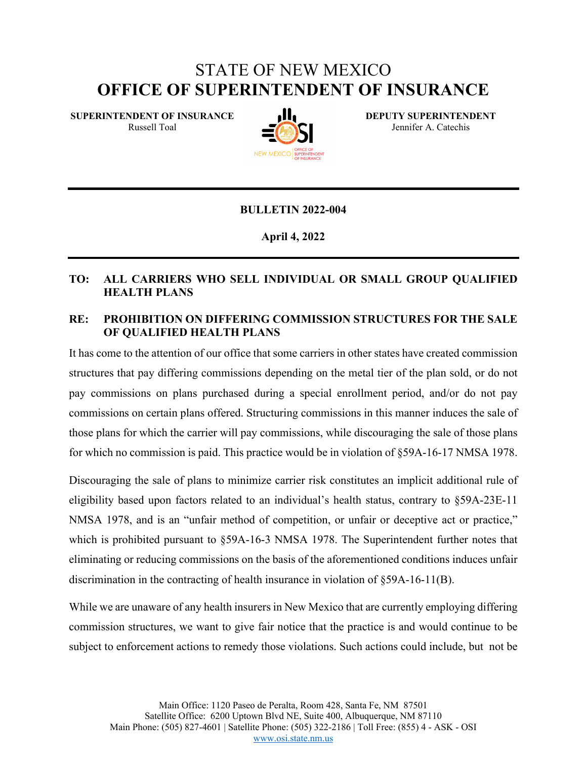# STATE OF NEW MEXICO
# OFFICE OF SUPERINTENDENT OF INSURANCE

**SUPERINTENDENT OF INSURANCE**
Russell Toal

**DEPUTY SUPERINTENDENT**
Jennifer A. Catechis

**BULLETIN 2022-004**

**April 4, 2022**

**TO: ALL CARRIERS WHO SELL INDIVIDUAL OR SMALL GROUP QUALIFIED HEALTH PLANS**

**RE: PROHIBITION ON DIFFERING COMMISSION STRUCTURES FOR THE SALE OF QUALIFIED HEALTH PLANS**

It has come to the attention of our office that some carriers in other states have created commission structures that pay differing commissions depending on the metal tier of the plan sold, or do not pay commissions on plans purchased during a special enrollment period, and/or do not pay commissions on certain plans offered. Structuring commissions in this manner induces the sale of those plans for which the carrier will pay commissions, while discouraging the sale of those plans for which no commission is paid. This practice would be in violation of §59A-16-17 NMSA 1978.

Discouraging the sale of plans to minimize carrier risk constitutes an implicit additional rule of eligibility based upon factors related to an individual's health status, contrary to §59A-23E-11 NMSA 1978, and is an "unfair method of competition, or unfair or deceptive act or practice," which is prohibited pursuant to §59A-16-3 NMSA 1978. The Superintendent further notes that eliminating or reducing commissions on the basis of the aforementioned conditions induces unfair discrimination in the contracting of health insurance in violation of §59A-16-11(B).

While we are unaware of any health insurers in New Mexico that are currently employing differing commission structures, we want to give fair notice that the practice is and would continue to be subject to enforcement actions to remedy those violations. Such actions could include, but not be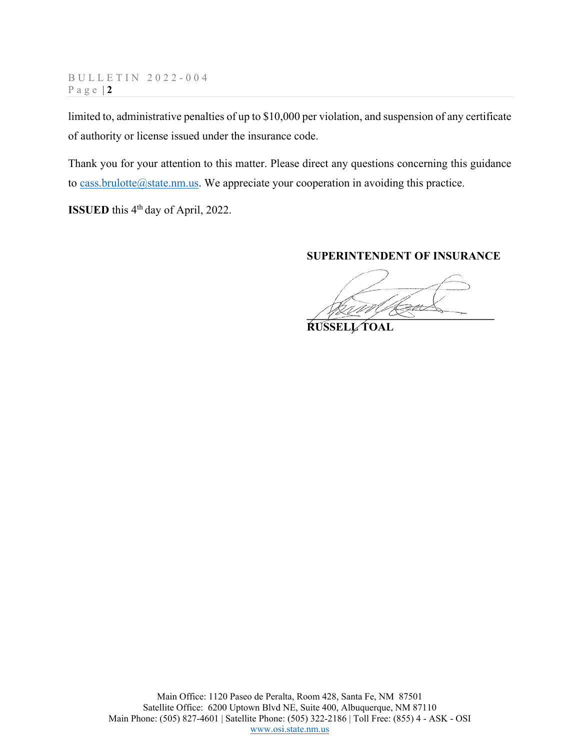limited to, administrative penalties of up to $10,000 per violation, and suspension of any certificate of authority or license issued under the insurance code.

Thank you for your attention to this matter. Please direct any questions concerning this guidance to cass.brulotte@state.nm.us. We appreciate your cooperation in avoiding this practice.

**ISSUED** this 4th day of April, 2022.

**SUPERINTENDENT OF INSURANCE**

**RUSSELL TOAL**

Main Office: 1120 Paseo de Peralta, Room 428, Santa Fe, NM 87501
Satellite Office: 6200 Uptown Blvd NE, Suite 400, Albuquerque, NM 87110
Main Phone: (505) 827-4601 | Satellite Phone: (505) 322-2186 | Toll Free: (855) 4 - ASK - OSI
www.osi.state.nm.us